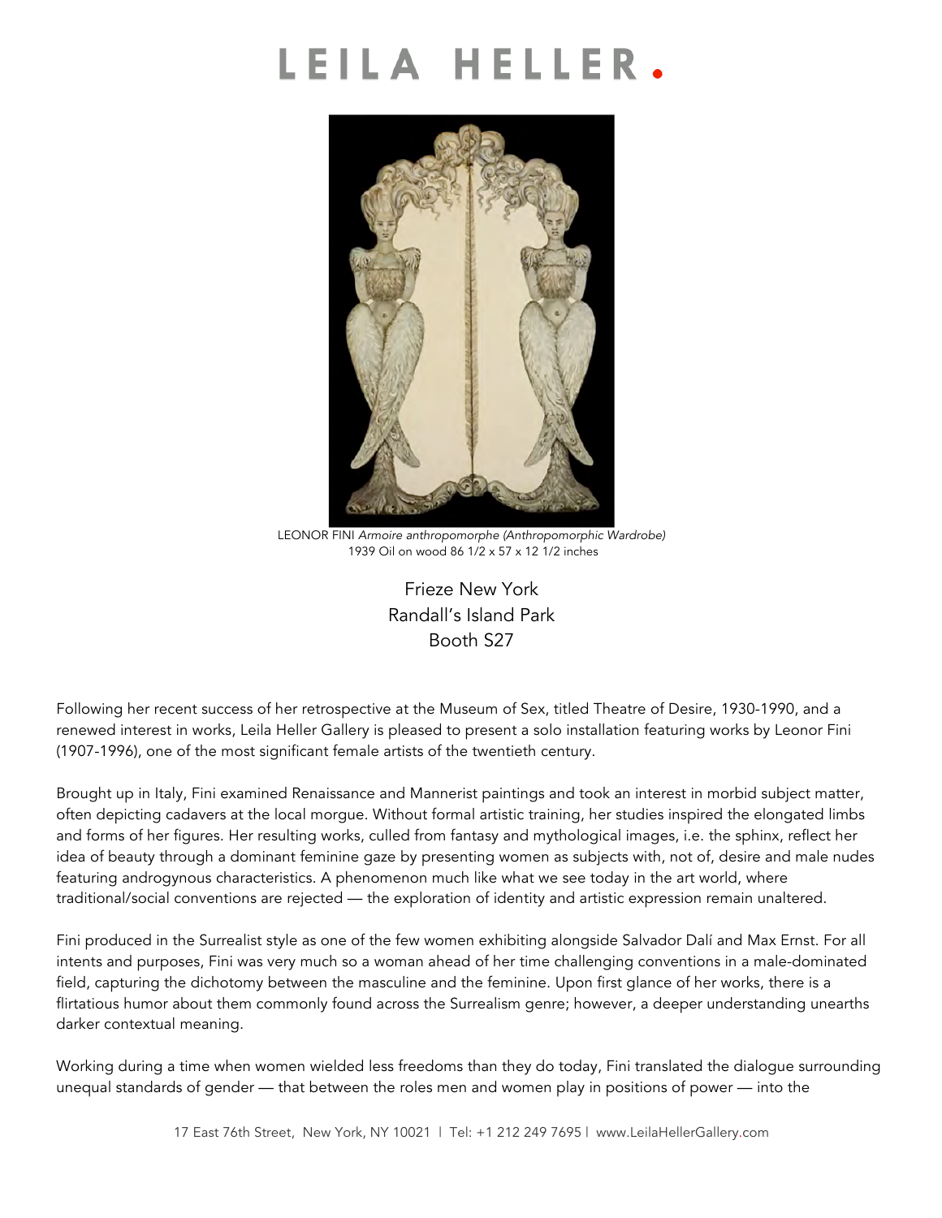# LEILA HELLER.

LEONOR FINI *Armoire anthropomorphe (Anthropomorphic Wardrobe)*
1939 Oil on wood 86 1/2 x 57 x 12 1/2 inches

Frieze New York
Randall's Island Park
Booth S27

Following her recent success of her retrospective at the Museum of Sex, titled Theatre of Desire, 1930-1990, and a renewed interest in works, Leila Heller Gallery is pleased to present a solo installation featuring works by Leonor Fini (1907-1996), one of the most significant female artists of the twentieth century.

Brought up in Italy, Fini examined Renaissance and Mannerist paintings and took an interest in morbid subject matter, often depicting cadavers at the local morgue. Without formal artistic training, her studies inspired the elongated limbs and forms of her figures. Her resulting works, culled from fantasy and mythological images, i.e. the sphinx, reflect her idea of beauty through a dominant feminine gaze by presenting women as subjects with, not of, desire and male nudes featuring androgynous characteristics. A phenomenon much like what we see today in the art world, where traditional/social conventions are rejected — the exploration of identity and artistic expression remain unaltered.

Fini produced in the Surrealist style as one of the few women exhibiting alongside Salvador Dalí and Max Ernst. For all intents and purposes, Fini was very much so a woman ahead of her time challenging conventions in a male-dominated field, capturing the dichotomy between the masculine and the feminine. Upon first glance of her works, there is a flirtatious humor about them commonly found across the Surrealism genre; however, a deeper understanding unearths darker contextual meaning.

Working during a time when women wielded less freedoms than they do today, Fini translated the dialogue surrounding unequal standards of gender — that between the roles men and women play in positions of power — into the

17 East 76th Street, New York, NY 10021 | Tel: +1 212 249 7695 | www.LeilaHellerGallery.com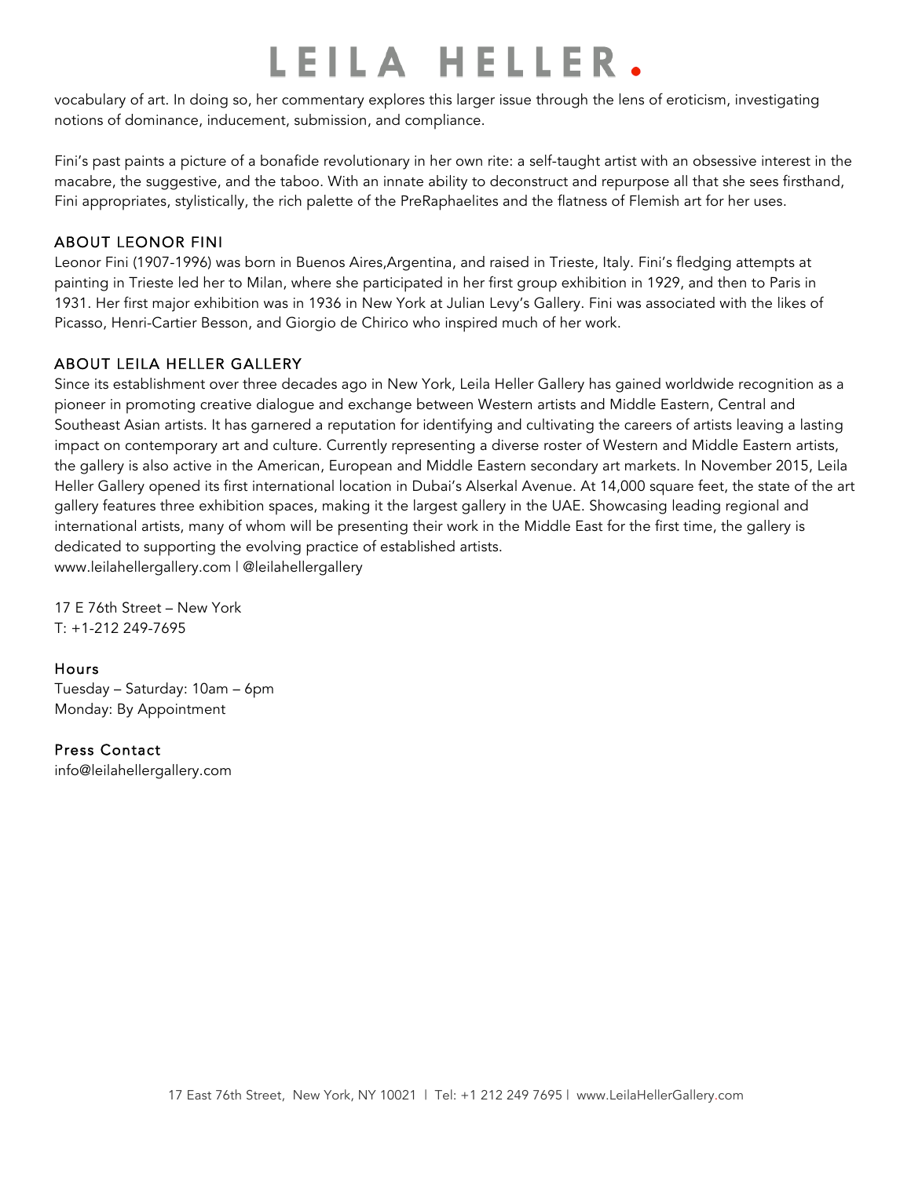vocabulary of art. In doing so, her commentary explores this larger issue through the lens of eroticism, investigating notions of dominance, inducement, submission, and compliance.

Fini's past paints a picture of a bonafide revolutionary in her own rite: a self-taught artist with an obsessive interest in the macabre, the suggestive, and the taboo. With an innate ability to deconstruct and repurpose all that she sees firsthand, Fini appropriates, stylistically, the rich palette of the PreRaphaelites and the flatness of Flemish art for her uses.

## ABOUT LEONOR FINI

Leonor Fini (1907-1996) was born in Buenos Aires,Argentina, and raised in Trieste, Italy. Fini's fledging attempts at painting in Trieste led her to Milan, where she participated in her first group exhibition in 1929, and then to Paris in 1931. Her first major exhibition was in 1936 in New York at Julian Levy's Gallery. Fini was associated with the likes of Picasso, Henri-Cartier Besson, and Giorgio de Chirico who inspired much of her work.

## ABOUT LEILA HELLER GALLERY

Since its establishment over three decades ago in New York, Leila Heller Gallery has gained worldwide recognition as a pioneer in promoting creative dialogue and exchange between Western artists and Middle Eastern, Central and Southeast Asian artists. It has garnered a reputation for identifying and cultivating the careers of artists leaving a lasting impact on contemporary art and culture. Currently representing a diverse roster of Western and Middle Eastern artists, the gallery is also active in the American, European and Middle Eastern secondary art markets. In November 2015, Leila Heller Gallery opened its first international location in Dubai's Alserkal Avenue. At 14,000 square feet, the state of the art gallery features three exhibition spaces, making it the largest gallery in the UAE. Showcasing leading regional and international artists, many of whom will be presenting their work in the Middle East for the first time, the gallery is dedicated to supporting the evolving practice of established artists.
www.leilahellergallery.com | @leilahellergallery

17 E 76th Street – New York
T: +1-212 249-7695

**Hours**
Tuesday – Saturday: 10am – 6pm
Monday: By Appointment

**Press Contact**
info@leilahellergallery.com